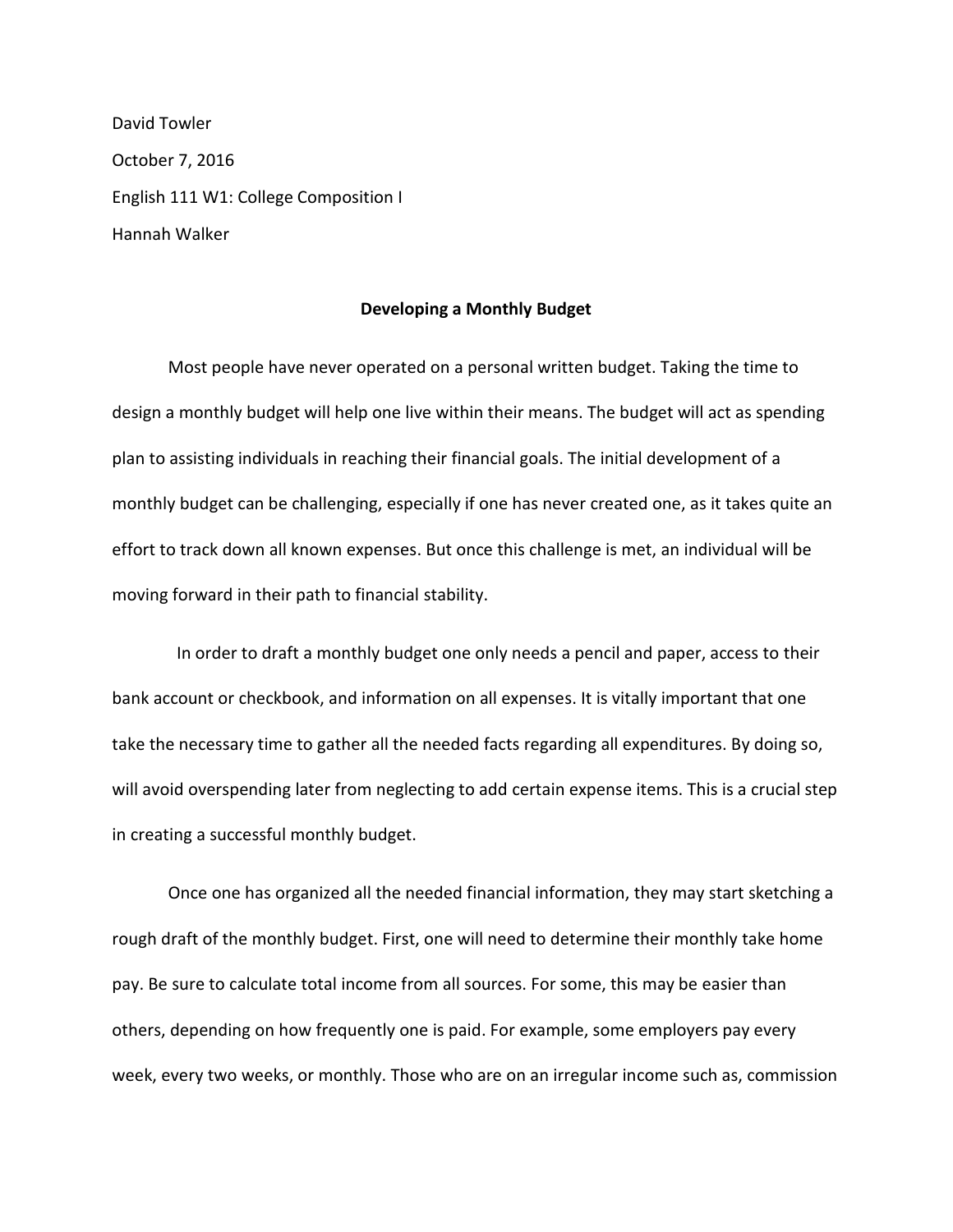David Towler

October 7, 2016

English 111 W1: College Composition I

Hannah Walker

**Developing a Monthly Budget**

Most people have never operated on a personal written budget. Taking the time to design a monthly budget will help one live within their means. The budget will act as spending plan to assisting individuals in reaching their financial goals. The initial development of a monthly budget can be challenging, especially if one has never created one, as it takes quite an effort to track down all known expenses. But once this challenge is met, an individual will be moving forward in their path to financial stability.

In order to draft a monthly budget one only needs a pencil and paper, access to their bank account or checkbook, and information on all expenses. It is vitally important that one take the necessary time to gather all the needed facts regarding all expenditures. By doing so, will avoid overspending later from neglecting to add certain expense items. This is a crucial step in creating a successful monthly budget.

Once one has organized all the needed financial information, they may start sketching a rough draft of the monthly budget. First, one will need to determine their monthly take home pay. Be sure to calculate total income from all sources. For some, this may be easier than others, depending on how frequently one is paid. For example, some employers pay every week, every two weeks, or monthly. Those who are on an irregular income such as, commission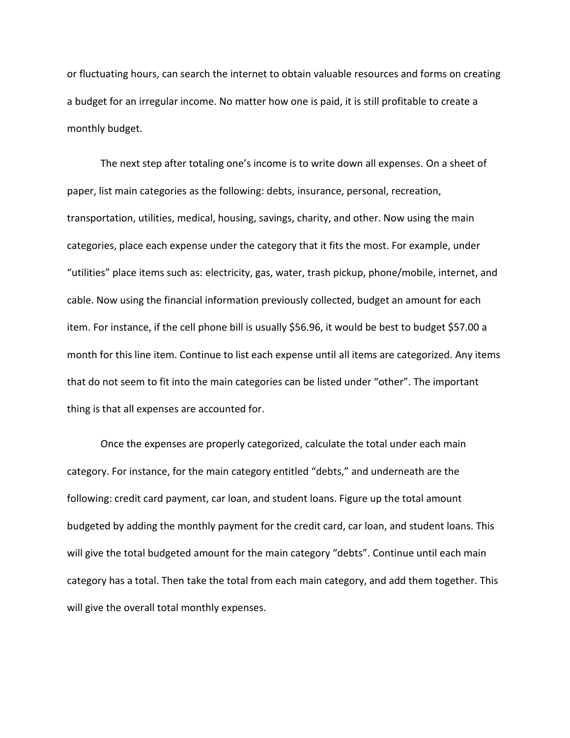or fluctuating hours, can search the internet to obtain valuable resources and forms on creating a budget for an irregular income. No matter how one is paid, it is still profitable to create a monthly budget.

The next step after totaling one's income is to write down all expenses. On a sheet of paper, list main categories as the following: debts, insurance, personal, recreation, transportation, utilities, medical, housing, savings, charity, and other. Now using the main categories, place each expense under the category that it fits the most. For example, under "utilities" place items such as: electricity, gas, water, trash pickup, phone/mobile, internet, and cable. Now using the financial information previously collected, budget an amount for each item. For instance, if the cell phone bill is usually $56.96, it would be best to budget $57.00 a month for this line item. Continue to list each expense until all items are categorized. Any items that do not seem to fit into the main categories can be listed under "other". The important thing is that all expenses are accounted for.

Once the expenses are properly categorized, calculate the total under each main category. For instance, for the main category entitled "debts," and underneath are the following: credit card payment, car loan, and student loans. Figure up the total amount budgeted by adding the monthly payment for the credit card, car loan, and student loans. This will give the total budgeted amount for the main category "debts". Continue until each main category has a total. Then take the total from each main category, and add them together. This will give the overall total monthly expenses.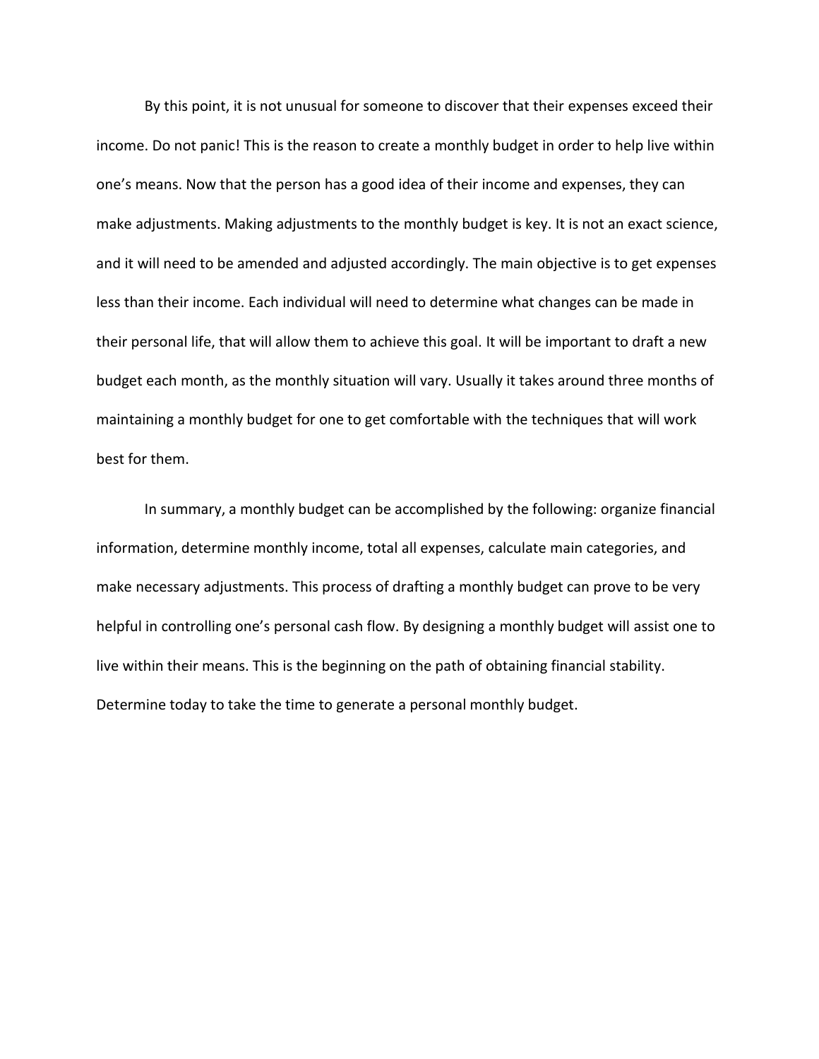By this point, it is not unusual for someone to discover that their expenses exceed their income. Do not panic! This is the reason to create a monthly budget in order to help live within one's means. Now that the person has a good idea of their income and expenses, they can make adjustments. Making adjustments to the monthly budget is key. It is not an exact science, and it will need to be amended and adjusted accordingly. The main objective is to get expenses less than their income. Each individual will need to determine what changes can be made in their personal life, that will allow them to achieve this goal. It will be important to draft a new budget each month, as the monthly situation will vary. Usually it takes around three months of maintaining a monthly budget for one to get comfortable with the techniques that will work best for them.

In summary, a monthly budget can be accomplished by the following: organize financial information, determine monthly income, total all expenses, calculate main categories, and make necessary adjustments. This process of drafting a monthly budget can prove to be very helpful in controlling one's personal cash flow. By designing a monthly budget will assist one to live within their means. This is the beginning on the path of obtaining financial stability. Determine today to take the time to generate a personal monthly budget.